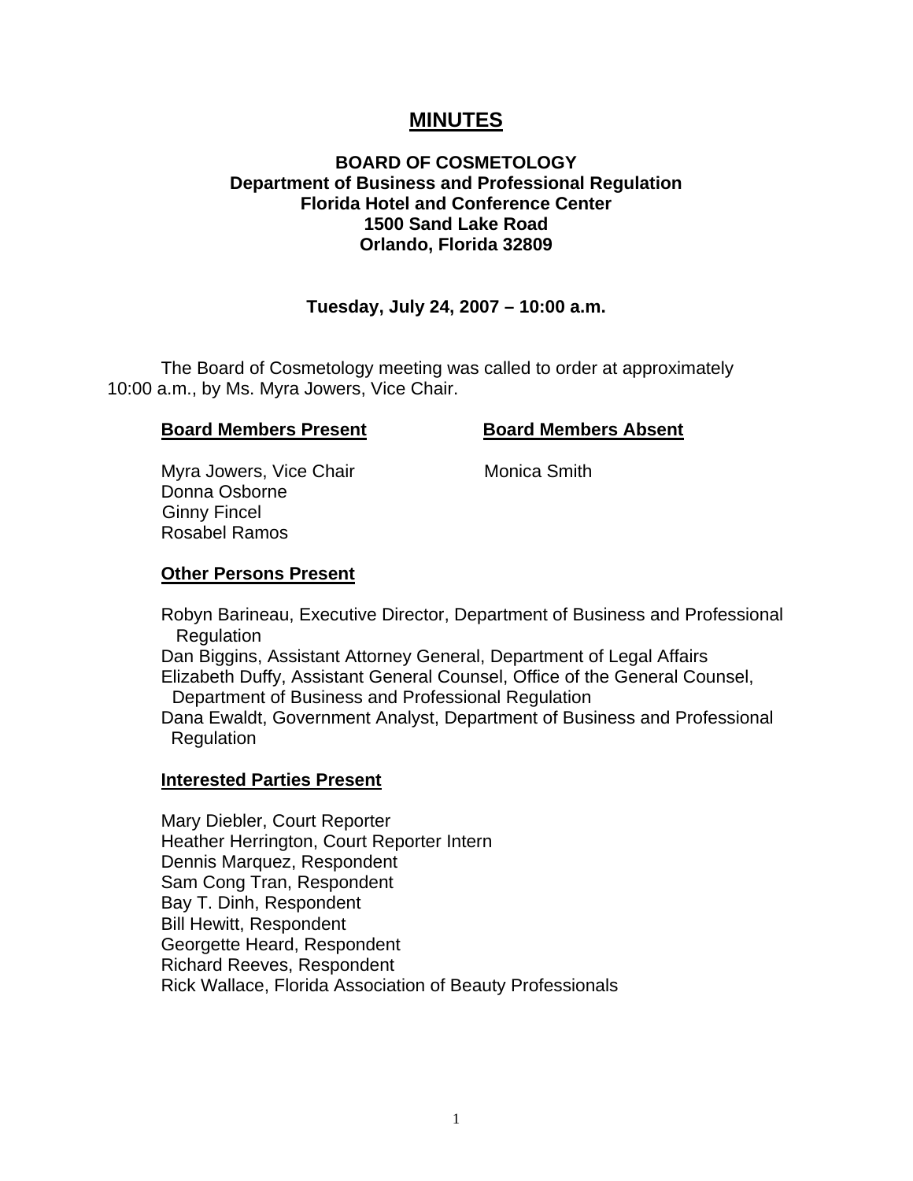# MINUTES

**BOARD OF COSMETOLOGY**
**Department of Business and Professional Regulation**
**Florida Hotel and Conference Center**
**1500 Sand Lake Road**
**Orlando, Florida 32809**

**Tuesday, July 24, 2007 – 10:00 a.m.**

The Board of Cosmetology meeting was called to order at approximately 10:00 a.m., by Ms. Myra Jowers, Vice Chair.

| **Board Members Present** | **Board Members Absent** |
|---|---|
| Myra Jowers, Vice Chair | Monica Smith |
| Donna Osborne | |
| Ginny Fincel | |
| Rosabel Ramos | |

**Other Persons Present**

Robyn Barineau, Executive Director, Department of Business and Professional Regulation
Dan Biggins, Assistant Attorney General, Department of Legal Affairs
Elizabeth Duffy, Assistant General Counsel, Office of the General Counsel, Department of Business and Professional Regulation
Dana Ewaldt, Government Analyst, Department of Business and Professional Regulation

**Interested Parties Present**

Mary Diebler, Court Reporter
Heather Herrington, Court Reporter Intern
Dennis Marquez, Respondent
Sam Cong Tran, Respondent
Bay T. Dinh, Respondent
Bill Hewitt, Respondent
Georgette Heard, Respondent
Richard Reeves, Respondent
Rick Wallace, Florida Association of Beauty Professionals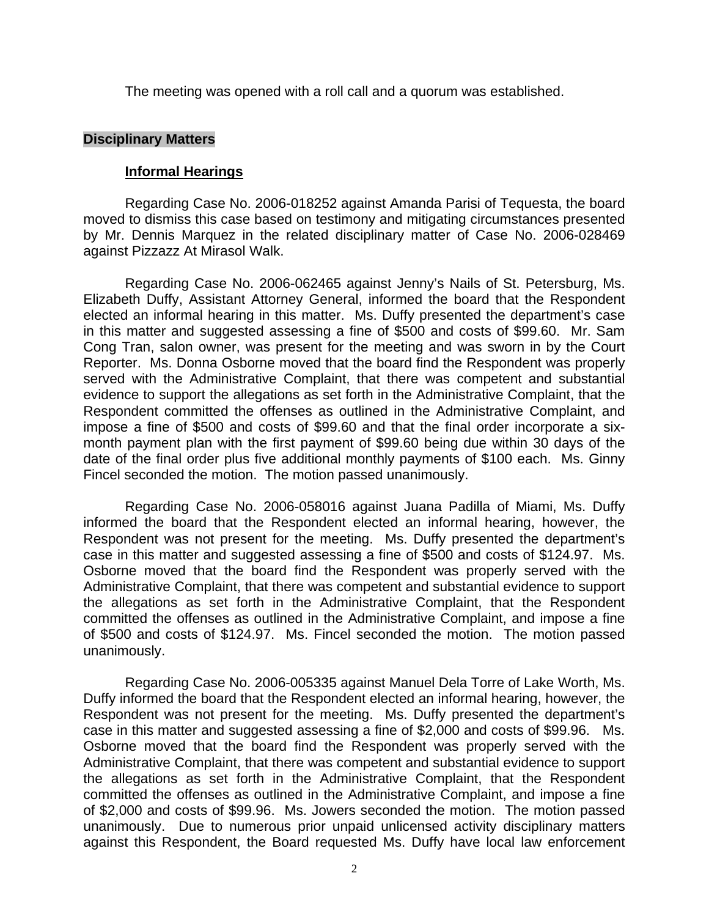The meeting was opened with a roll call and a quorum was established.

## Disciplinary Matters

### Informal Hearings

Regarding Case No. 2006-018252 against Amanda Parisi of Tequesta, the board moved to dismiss this case based on testimony and mitigating circumstances presented by Mr. Dennis Marquez in the related disciplinary matter of Case No. 2006-028469 against Pizzazz At Mirasol Walk.

Regarding Case No. 2006-062465 against Jenny's Nails of St. Petersburg, Ms. Elizabeth Duffy, Assistant Attorney General, informed the board that the Respondent elected an informal hearing in this matter. Ms. Duffy presented the department's case in this matter and suggested assessing a fine of $500 and costs of $99.60. Mr. Sam Cong Tran, salon owner, was present for the meeting and was sworn in by the Court Reporter. Ms. Donna Osborne moved that the board find the Respondent was properly served with the Administrative Complaint, that there was competent and substantial evidence to support the allegations as set forth in the Administrative Complaint, that the Respondent committed the offenses as outlined in the Administrative Complaint, and impose a fine of $500 and costs of $99.60 and that the final order incorporate a six-month payment plan with the first payment of $99.60 being due within 30 days of the date of the final order plus five additional monthly payments of $100 each. Ms. Ginny Fincel seconded the motion. The motion passed unanimously.

Regarding Case No. 2006-058016 against Juana Padilla of Miami, Ms. Duffy informed the board that the Respondent elected an informal hearing, however, the Respondent was not present for the meeting. Ms. Duffy presented the department's case in this matter and suggested assessing a fine of $500 and costs of $124.97. Ms. Osborne moved that the board find the Respondent was properly served with the Administrative Complaint, that there was competent and substantial evidence to support the allegations as set forth in the Administrative Complaint, that the Respondent committed the offenses as outlined in the Administrative Complaint, and impose a fine of $500 and costs of $124.97. Ms. Fincel seconded the motion. The motion passed unanimously.

Regarding Case No. 2006-005335 against Manuel Dela Torre of Lake Worth, Ms. Duffy informed the board that the Respondent elected an informal hearing, however, the Respondent was not present for the meeting. Ms. Duffy presented the department's case in this matter and suggested assessing a fine of $2,000 and costs of $99.96. Ms. Osborne moved that the board find the Respondent was properly served with the Administrative Complaint, that there was competent and substantial evidence to support the allegations as set forth in the Administrative Complaint, that the Respondent committed the offenses as outlined in the Administrative Complaint, and impose a fine of $2,000 and costs of $99.96. Ms. Jowers seconded the motion. The motion passed unanimously. Due to numerous prior unpaid unlicensed activity disciplinary matters against this Respondent, the Board requested Ms. Duffy have local law enforcement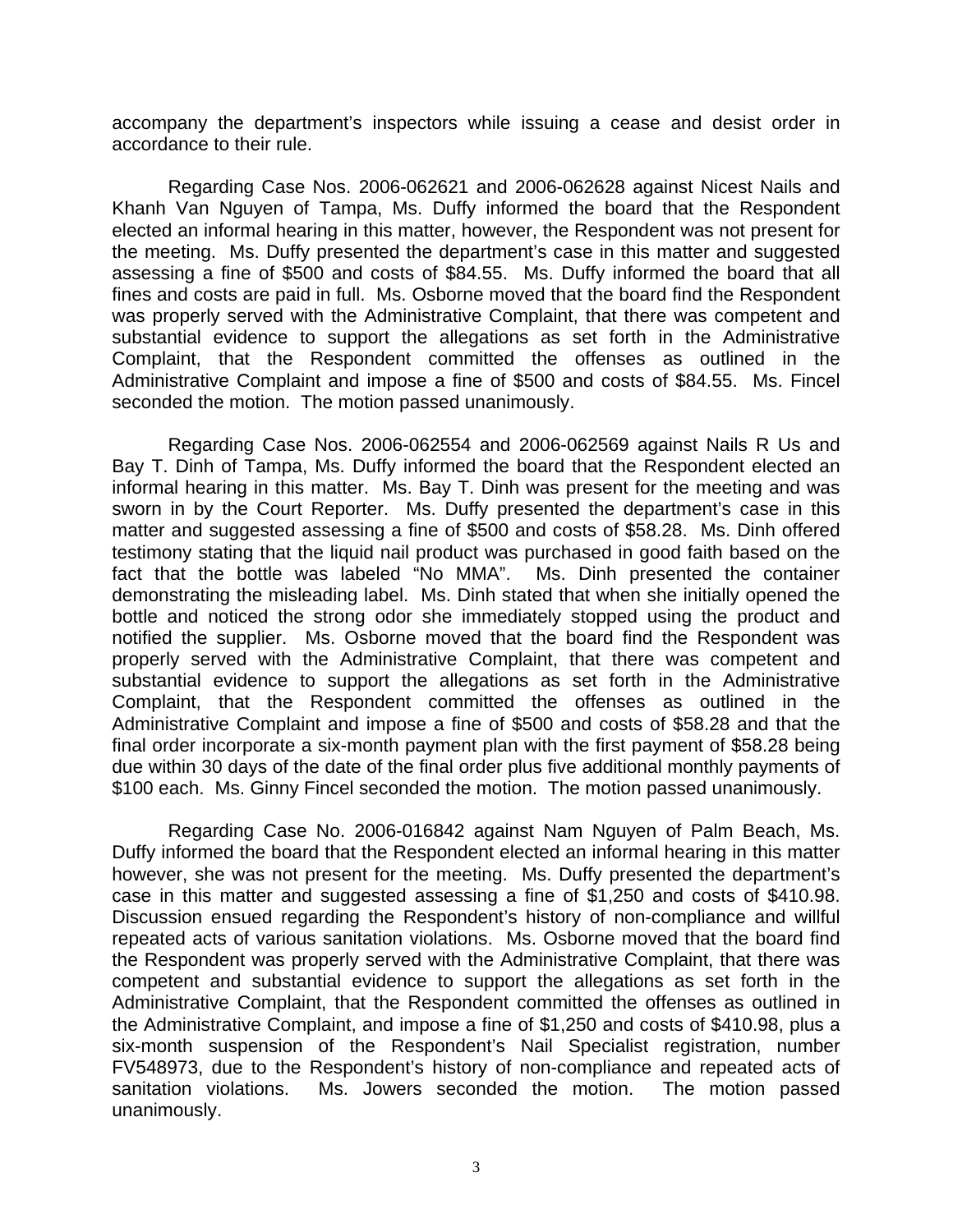accompany the department's inspectors while issuing a cease and desist order in accordance to their rule.

Regarding Case Nos. 2006-062621 and 2006-062628 against Nicest Nails and Khanh Van Nguyen of Tampa, Ms. Duffy informed the board that the Respondent elected an informal hearing in this matter, however, the Respondent was not present for the meeting. Ms. Duffy presented the department's case in this matter and suggested assessing a fine of $500 and costs of $84.55. Ms. Duffy informed the board that all fines and costs are paid in full. Ms. Osborne moved that the board find the Respondent was properly served with the Administrative Complaint, that there was competent and substantial evidence to support the allegations as set forth in the Administrative Complaint, that the Respondent committed the offenses as outlined in the Administrative Complaint and impose a fine of $500 and costs of $84.55. Ms. Fincel seconded the motion. The motion passed unanimously.

Regarding Case Nos. 2006-062554 and 2006-062569 against Nails R Us and Bay T. Dinh of Tampa, Ms. Duffy informed the board that the Respondent elected an informal hearing in this matter. Ms. Bay T. Dinh was present for the meeting and was sworn in by the Court Reporter. Ms. Duffy presented the department's case in this matter and suggested assessing a fine of $500 and costs of $58.28. Ms. Dinh offered testimony stating that the liquid nail product was purchased in good faith based on the fact that the bottle was labeled "No MMA". Ms. Dinh presented the container demonstrating the misleading label. Ms. Dinh stated that when she initially opened the bottle and noticed the strong odor she immediately stopped using the product and notified the supplier. Ms. Osborne moved that the board find the Respondent was properly served with the Administrative Complaint, that there was competent and substantial evidence to support the allegations as set forth in the Administrative Complaint, that the Respondent committed the offenses as outlined in the Administrative Complaint and impose a fine of $500 and costs of $58.28 and that the final order incorporate a six-month payment plan with the first payment of $58.28 being due within 30 days of the date of the final order plus five additional monthly payments of $100 each. Ms. Ginny Fincel seconded the motion. The motion passed unanimously.

Regarding Case No. 2006-016842 against Nam Nguyen of Palm Beach, Ms. Duffy informed the board that the Respondent elected an informal hearing in this matter however, she was not present for the meeting. Ms. Duffy presented the department's case in this matter and suggested assessing a fine of $1,250 and costs of $410.98. Discussion ensued regarding the Respondent's history of non-compliance and willful repeated acts of various sanitation violations. Ms. Osborne moved that the board find the Respondent was properly served with the Administrative Complaint, that there was competent and substantial evidence to support the allegations as set forth in the Administrative Complaint, that the Respondent committed the offenses as outlined in the Administrative Complaint, and impose a fine of $1,250 and costs of $410.98, plus a six-month suspension of the Respondent's Nail Specialist registration, number FV548973, due to the Respondent's history of non-compliance and repeated acts of sanitation violations. Ms. Jowers seconded the motion. The motion passed unanimously.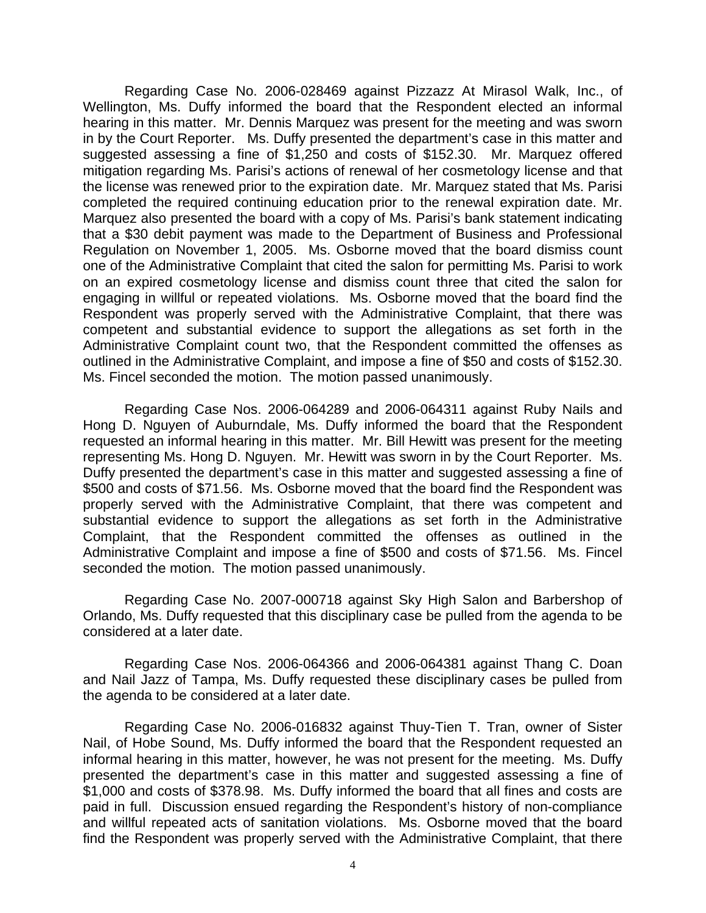Regarding Case No. 2006-028469 against Pizzazz At Mirasol Walk, Inc., of Wellington, Ms. Duffy informed the board that the Respondent elected an informal hearing in this matter. Mr. Dennis Marquez was present for the meeting and was sworn in by the Court Reporter. Ms. Duffy presented the department's case in this matter and suggested assessing a fine of $1,250 and costs of $152.30. Mr. Marquez offered mitigation regarding Ms. Parisi's actions of renewal of her cosmetology license and that the license was renewed prior to the expiration date. Mr. Marquez stated that Ms. Parisi completed the required continuing education prior to the renewal expiration date. Mr. Marquez also presented the board with a copy of Ms. Parisi's bank statement indicating that a $30 debit payment was made to the Department of Business and Professional Regulation on November 1, 2005. Ms. Osborne moved that the board dismiss count one of the Administrative Complaint that cited the salon for permitting Ms. Parisi to work on an expired cosmetology license and dismiss count three that cited the salon for engaging in willful or repeated violations. Ms. Osborne moved that the board find the Respondent was properly served with the Administrative Complaint, that there was competent and substantial evidence to support the allegations as set forth in the Administrative Complaint count two, that the Respondent committed the offenses as outlined in the Administrative Complaint, and impose a fine of $50 and costs of $152.30. Ms. Fincel seconded the motion. The motion passed unanimously.

Regarding Case Nos. 2006-064289 and 2006-064311 against Ruby Nails and Hong D. Nguyen of Auburndale, Ms. Duffy informed the board that the Respondent requested an informal hearing in this matter. Mr. Bill Hewitt was present for the meeting representing Ms. Hong D. Nguyen. Mr. Hewitt was sworn in by the Court Reporter. Ms. Duffy presented the department's case in this matter and suggested assessing a fine of $500 and costs of $71.56. Ms. Osborne moved that the board find the Respondent was properly served with the Administrative Complaint, that there was competent and substantial evidence to support the allegations as set forth in the Administrative Complaint, that the Respondent committed the offenses as outlined in the Administrative Complaint and impose a fine of $500 and costs of $71.56. Ms. Fincel seconded the motion. The motion passed unanimously.

Regarding Case No. 2007-000718 against Sky High Salon and Barbershop of Orlando, Ms. Duffy requested that this disciplinary case be pulled from the agenda to be considered at a later date.

Regarding Case Nos. 2006-064366 and 2006-064381 against Thang C. Doan and Nail Jazz of Tampa, Ms. Duffy requested these disciplinary cases be pulled from the agenda to be considered at a later date.

Regarding Case No. 2006-016832 against Thuy-Tien T. Tran, owner of Sister Nail, of Hobe Sound, Ms. Duffy informed the board that the Respondent requested an informal hearing in this matter, however, he was not present for the meeting. Ms. Duffy presented the department's case in this matter and suggested assessing a fine of $1,000 and costs of $378.98. Ms. Duffy informed the board that all fines and costs are paid in full. Discussion ensued regarding the Respondent's history of non-compliance and willful repeated acts of sanitation violations. Ms. Osborne moved that the board find the Respondent was properly served with the Administrative Complaint, that there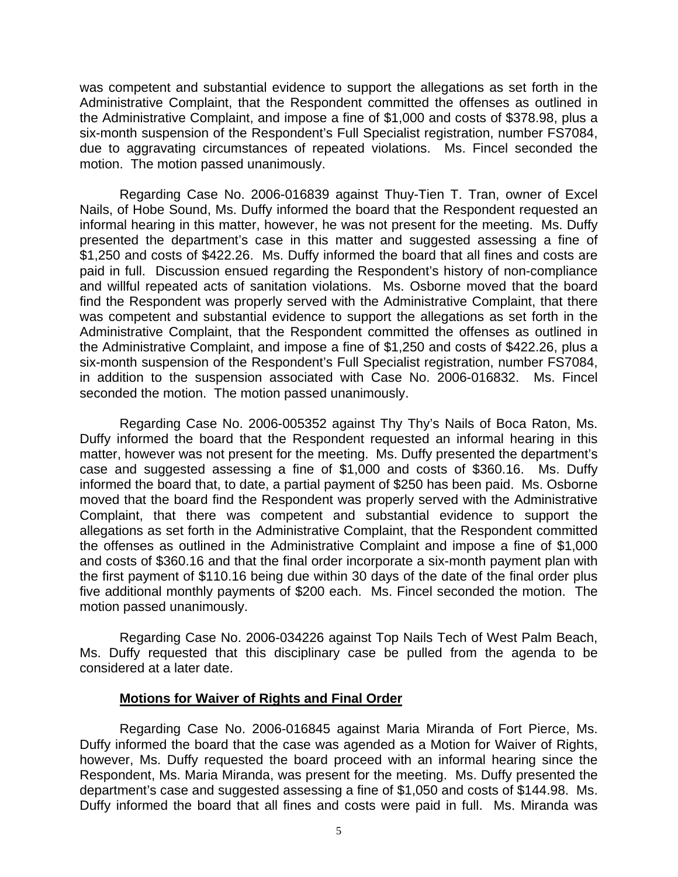was competent and substantial evidence to support the allegations as set forth in the Administrative Complaint, that the Respondent committed the offenses as outlined in the Administrative Complaint, and impose a fine of $1,000 and costs of $378.98, plus a six-month suspension of the Respondent's Full Specialist registration, number FS7084, due to aggravating circumstances of repeated violations. Ms. Fincel seconded the motion. The motion passed unanimously.

Regarding Case No. 2006-016839 against Thuy-Tien T. Tran, owner of Excel Nails, of Hobe Sound, Ms. Duffy informed the board that the Respondent requested an informal hearing in this matter, however, he was not present for the meeting. Ms. Duffy presented the department's case in this matter and suggested assessing a fine of $1,250 and costs of $422.26. Ms. Duffy informed the board that all fines and costs are paid in full. Discussion ensued regarding the Respondent's history of non-compliance and willful repeated acts of sanitation violations. Ms. Osborne moved that the board find the Respondent was properly served with the Administrative Complaint, that there was competent and substantial evidence to support the allegations as set forth in the Administrative Complaint, that the Respondent committed the offenses as outlined in the Administrative Complaint, and impose a fine of $1,250 and costs of $422.26, plus a six-month suspension of the Respondent's Full Specialist registration, number FS7084, in addition to the suspension associated with Case No. 2006-016832. Ms. Fincel seconded the motion. The motion passed unanimously.

Regarding Case No. 2006-005352 against Thy Thy's Nails of Boca Raton, Ms. Duffy informed the board that the Respondent requested an informal hearing in this matter, however was not present for the meeting. Ms. Duffy presented the department's case and suggested assessing a fine of $1,000 and costs of $360.16. Ms. Duffy informed the board that, to date, a partial payment of $250 has been paid. Ms. Osborne moved that the board find the Respondent was properly served with the Administrative Complaint, that there was competent and substantial evidence to support the allegations as set forth in the Administrative Complaint, that the Respondent committed the offenses as outlined in the Administrative Complaint and impose a fine of $1,000 and costs of $360.16 and that the final order incorporate a six-month payment plan with the first payment of $110.16 being due within 30 days of the date of the final order plus five additional monthly payments of $200 each. Ms. Fincel seconded the motion. The motion passed unanimously.

Regarding Case No. 2006-034226 against Top Nails Tech of West Palm Beach, Ms. Duffy requested that this disciplinary case be pulled from the agenda to be considered at a later date.

**Motions for Waiver of Rights and Final Order**

Regarding Case No. 2006-016845 against Maria Miranda of Fort Pierce, Ms. Duffy informed the board that the case was agended as a Motion for Waiver of Rights, however, Ms. Duffy requested the board proceed with an informal hearing since the Respondent, Ms. Maria Miranda, was present for the meeting. Ms. Duffy presented the department's case and suggested assessing a fine of $1,050 and costs of $144.98. Ms. Duffy informed the board that all fines and costs were paid in full. Ms. Miranda was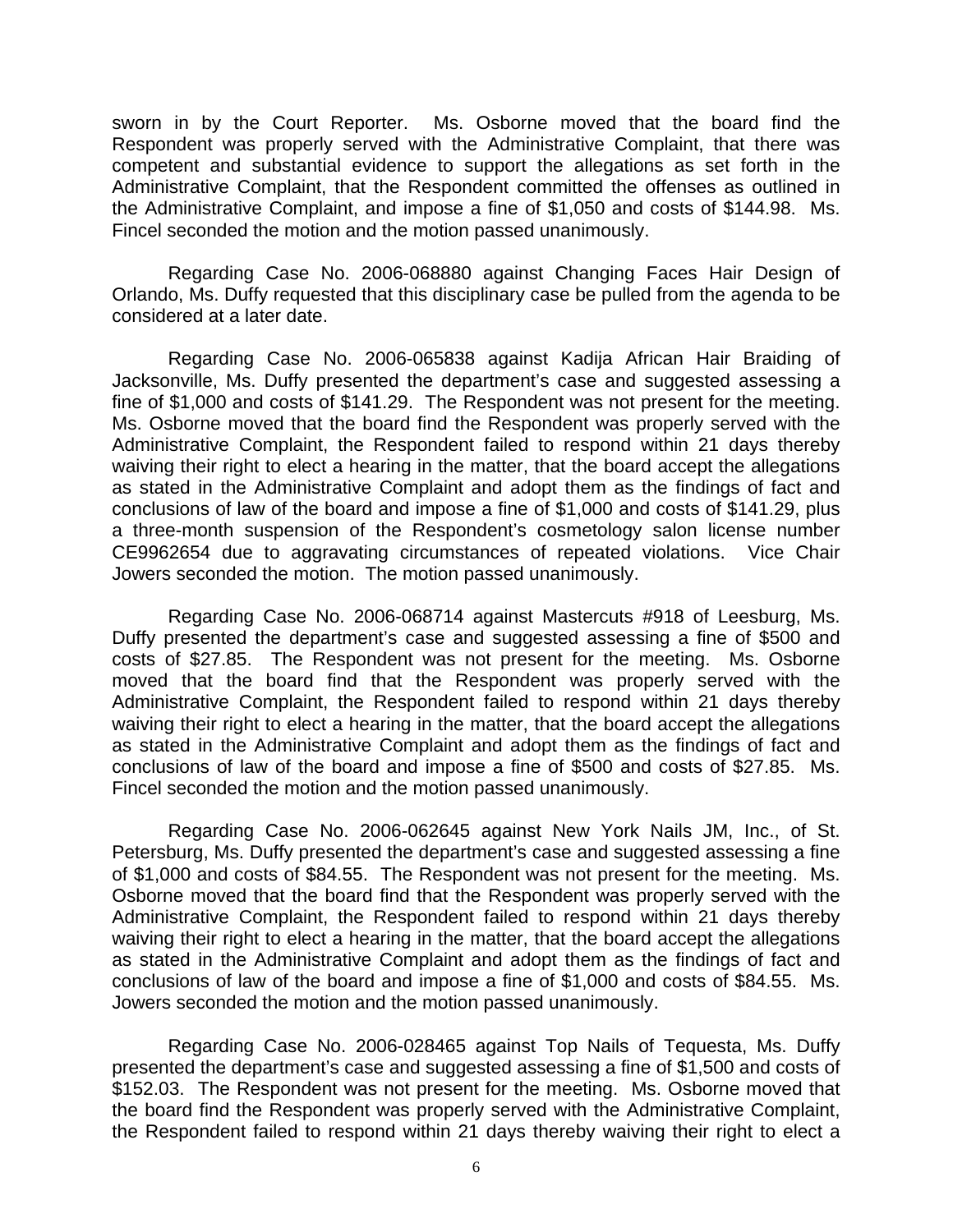sworn in by the Court Reporter. Ms. Osborne moved that the board find the Respondent was properly served with the Administrative Complaint, that there was competent and substantial evidence to support the allegations as set forth in the Administrative Complaint, that the Respondent committed the offenses as outlined in the Administrative Complaint, and impose a fine of $1,050 and costs of $144.98. Ms. Fincel seconded the motion and the motion passed unanimously.

Regarding Case No. 2006-068880 against Changing Faces Hair Design of Orlando, Ms. Duffy requested that this disciplinary case be pulled from the agenda to be considered at a later date.

Regarding Case No. 2006-065838 against Kadija African Hair Braiding of Jacksonville, Ms. Duffy presented the department's case and suggested assessing a fine of $1,000 and costs of $141.29. The Respondent was not present for the meeting. Ms. Osborne moved that the board find the Respondent was properly served with the Administrative Complaint, the Respondent failed to respond within 21 days thereby waiving their right to elect a hearing in the matter, that the board accept the allegations as stated in the Administrative Complaint and adopt them as the findings of fact and conclusions of law of the board and impose a fine of $1,000 and costs of $141.29, plus a three-month suspension of the Respondent's cosmetology salon license number CE9962654 due to aggravating circumstances of repeated violations. Vice Chair Jowers seconded the motion. The motion passed unanimously.

Regarding Case No. 2006-068714 against Mastercuts #918 of Leesburg, Ms. Duffy presented the department's case and suggested assessing a fine of $500 and costs of $27.85. The Respondent was not present for the meeting. Ms. Osborne moved that the board find that the Respondent was properly served with the Administrative Complaint, the Respondent failed to respond within 21 days thereby waiving their right to elect a hearing in the matter, that the board accept the allegations as stated in the Administrative Complaint and adopt them as the findings of fact and conclusions of law of the board and impose a fine of $500 and costs of $27.85. Ms. Fincel seconded the motion and the motion passed unanimously.

Regarding Case No. 2006-062645 against New York Nails JM, Inc., of St. Petersburg, Ms. Duffy presented the department's case and suggested assessing a fine of $1,000 and costs of $84.55. The Respondent was not present for the meeting. Ms. Osborne moved that the board find that the Respondent was properly served with the Administrative Complaint, the Respondent failed to respond within 21 days thereby waiving their right to elect a hearing in the matter, that the board accept the allegations as stated in the Administrative Complaint and adopt them as the findings of fact and conclusions of law of the board and impose a fine of $1,000 and costs of $84.55. Ms. Jowers seconded the motion and the motion passed unanimously.

Regarding Case No. 2006-028465 against Top Nails of Tequesta, Ms. Duffy presented the department's case and suggested assessing a fine of $1,500 and costs of $152.03. The Respondent was not present for the meeting. Ms. Osborne moved that the board find the Respondent was properly served with the Administrative Complaint, the Respondent failed to respond within 21 days thereby waiving their right to elect a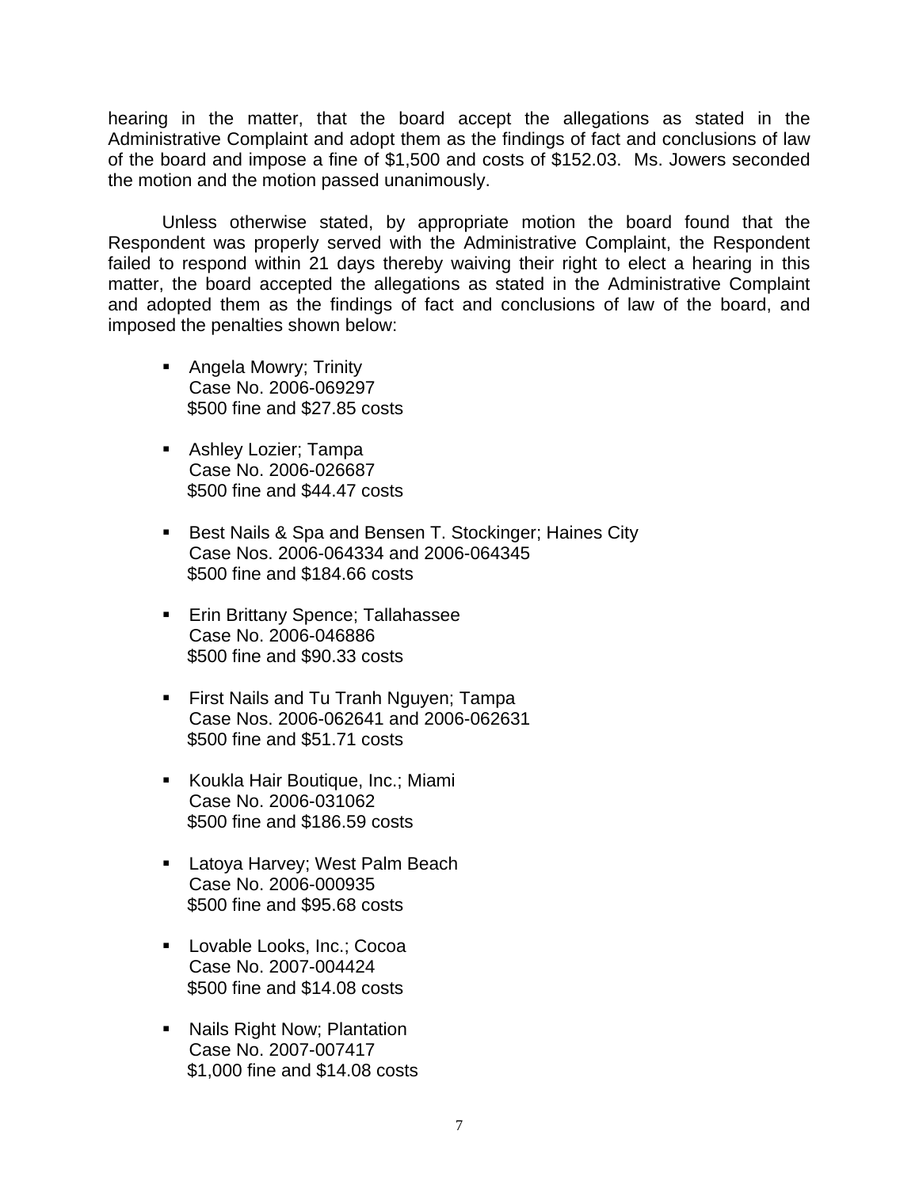hearing in the matter, that the board accept the allegations as stated in the Administrative Complaint and adopt them as the findings of fact and conclusions of law of the board and impose a fine of $1,500 and costs of $152.03. Ms. Jowers seconded the motion and the motion passed unanimously.

Unless otherwise stated, by appropriate motion the board found that the Respondent was properly served with the Administrative Complaint, the Respondent failed to respond within 21 days thereby waiving their right to elect a hearing in this matter, the board accepted the allegations as stated in the Administrative Complaint and adopted them as the findings of fact and conclusions of law of the board, and imposed the penalties shown below:

- Angela Mowry; Trinity
  Case No. 2006-069297
  $500 fine and $27.85 costs

- Ashley Lozier; Tampa
  Case No. 2006-026687
  $500 fine and $44.47 costs

- Best Nails & Spa and Bensen T. Stockinger; Haines City
  Case Nos. 2006-064334 and 2006-064345
  $500 fine and $184.66 costs

- Erin Brittany Spence; Tallahassee
  Case No. 2006-046886
  $500 fine and $90.33 costs

- First Nails and Tu Tranh Nguyen; Tampa
  Case Nos. 2006-062641 and 2006-062631
  $500 fine and $51.71 costs

- Koukla Hair Boutique, Inc.; Miami
  Case No. 2006-031062
  $500 fine and $186.59 costs

- Latoya Harvey; West Palm Beach
  Case No. 2006-000935
  $500 fine and $95.68 costs

- Lovable Looks, Inc.; Cocoa
  Case No. 2007-004424
  $500 fine and $14.08 costs

- Nails Right Now; Plantation
  Case No. 2007-007417
  $1,000 fine and $14.08 costs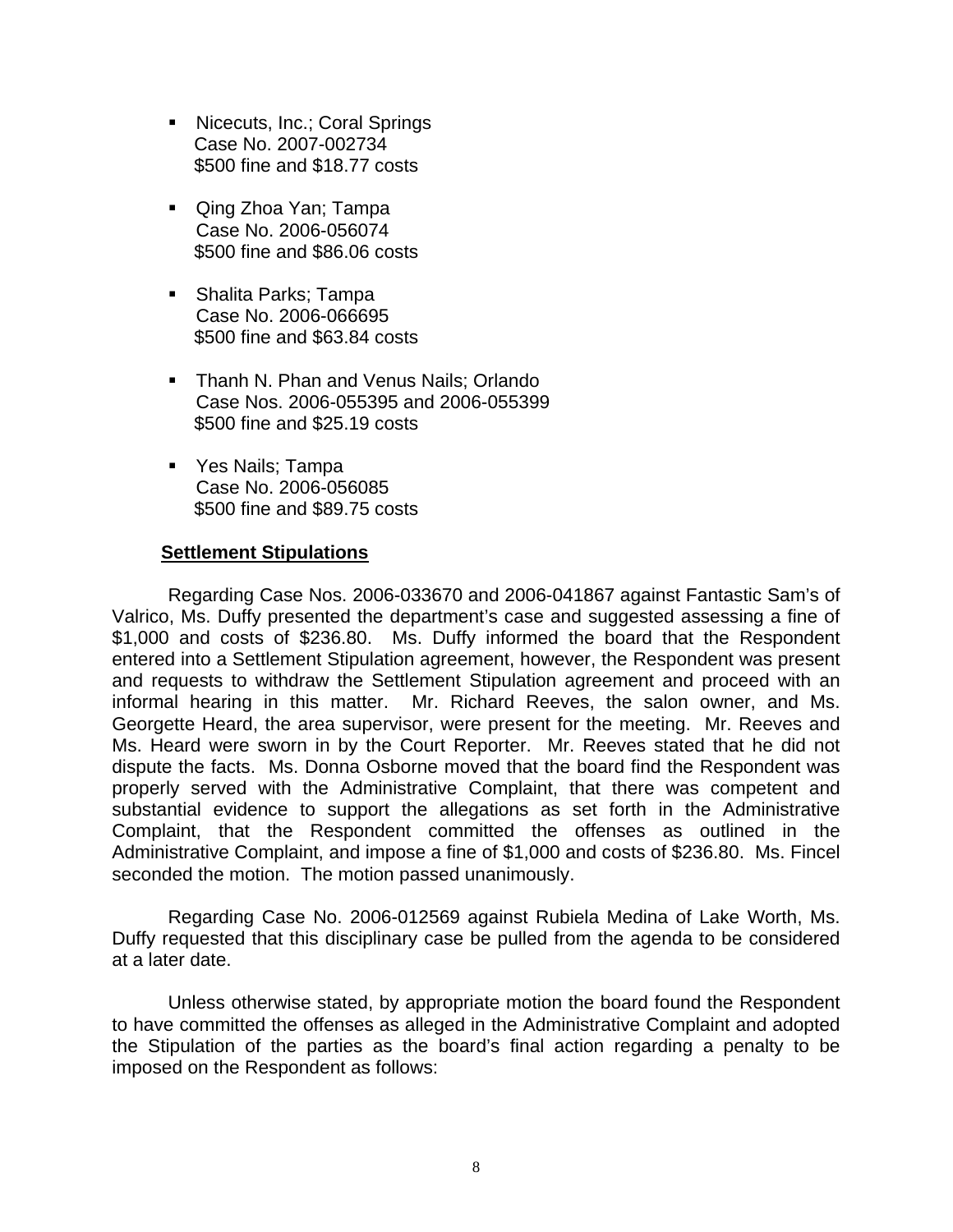- Nicecuts, Inc.; Coral Springs
  Case No. 2007-002734
  $500 fine and $18.77 costs

- Qing Zhoa Yan; Tampa
  Case No. 2006-056074
  $500 fine and $86.06 costs

- Shalita Parks; Tampa
  Case No. 2006-066695
  $500 fine and $63.84 costs

- Thanh N. Phan and Venus Nails; Orlando
  Case Nos. 2006-055395 and 2006-055399
  $500 fine and $25.19 costs

- Yes Nails; Tampa
  Case No. 2006-056085
  $500 fine and $89.75 costs

**Settlement Stipulations**

Regarding Case Nos. 2006-033670 and 2006-041867 against Fantastic Sam's of Valrico, Ms. Duffy presented the department's case and suggested assessing a fine of $1,000 and costs of $236.80. Ms. Duffy informed the board that the Respondent entered into a Settlement Stipulation agreement, however, the Respondent was present and requests to withdraw the Settlement Stipulation agreement and proceed with an informal hearing in this matter. Mr. Richard Reeves, the salon owner, and Ms. Georgette Heard, the area supervisor, were present for the meeting. Mr. Reeves and Ms. Heard were sworn in by the Court Reporter. Mr. Reeves stated that he did not dispute the facts. Ms. Donna Osborne moved that the board find the Respondent was properly served with the Administrative Complaint, that there was competent and substantial evidence to support the allegations as set forth in the Administrative Complaint, that the Respondent committed the offenses as outlined in the Administrative Complaint, and impose a fine of $1,000 and costs of $236.80. Ms. Fincel seconded the motion. The motion passed unanimously.

Regarding Case No. 2006-012569 against Rubiela Medina of Lake Worth, Ms. Duffy requested that this disciplinary case be pulled from the agenda to be considered at a later date.

Unless otherwise stated, by appropriate motion the board found the Respondent to have committed the offenses as alleged in the Administrative Complaint and adopted the Stipulation of the parties as the board's final action regarding a penalty to be imposed on the Respondent as follows: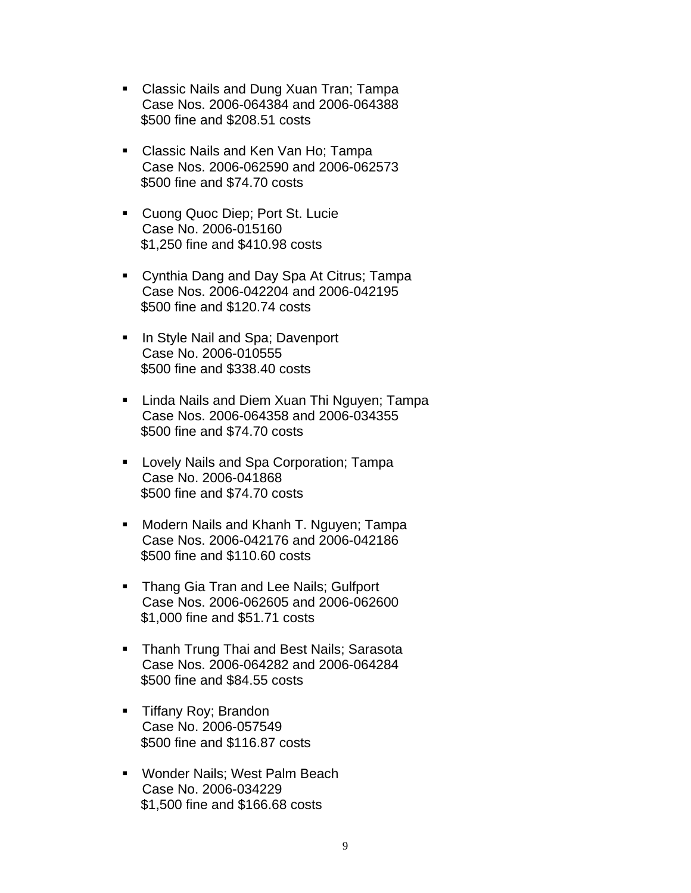- Classic Nails and Dung Xuan Tran; Tampa
  Case Nos. 2006-064384 and 2006-064388
  $500 fine and $208.51 costs

- Classic Nails and Ken Van Ho; Tampa
  Case Nos. 2006-062590 and 2006-062573
  $500 fine and $74.70 costs

- Cuong Quoc Diep; Port St. Lucie
  Case No. 2006-015160
  $1,250 fine and $410.98 costs

- Cynthia Dang and Day Spa At Citrus; Tampa
  Case Nos. 2006-042204 and 2006-042195
  $500 fine and $120.74 costs

- In Style Nail and Spa; Davenport
  Case No. 2006-010555
  $500 fine and $338.40 costs

- Linda Nails and Diem Xuan Thi Nguyen; Tampa
  Case Nos. 2006-064358 and 2006-034355
  $500 fine and $74.70 costs

- Lovely Nails and Spa Corporation; Tampa
  Case No. 2006-041868
  $500 fine and $74.70 costs

- Modern Nails and Khanh T. Nguyen; Tampa
  Case Nos. 2006-042176 and 2006-042186
  $500 fine and $110.60 costs

- Thang Gia Tran and Lee Nails; Gulfport
  Case Nos. 2006-062605 and 2006-062600
  $1,000 fine and $51.71 costs

- Thanh Trung Thai and Best Nails; Sarasota
  Case Nos. 2006-064282 and 2006-064284
  $500 fine and $84.55 costs

- Tiffany Roy; Brandon
  Case No. 2006-057549
  $500 fine and $116.87 costs

- Wonder Nails; West Palm Beach
  Case No. 2006-034229
  $1,500 fine and $166.68 costs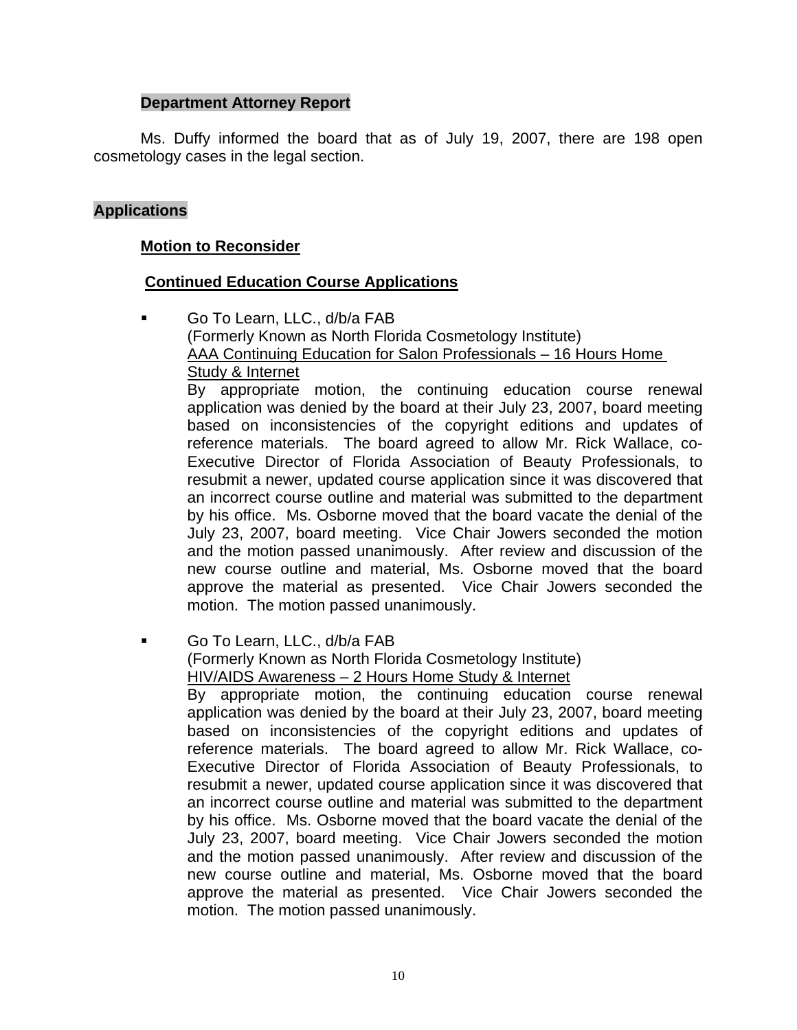**Department Attorney Report**

Ms. Duffy informed the board that as of July 19, 2007, there are 198 open cosmetology cases in the legal section.

## Applications

**Motion to Reconsider**

**Continued Education Course Applications**

- Go To Learn, LLC., d/b/a FAB
  (Formerly Known as North Florida Cosmetology Institute)
  AAA Continuing Education for Salon Professionals – 16 Hours Home Study & Internet
  By appropriate motion, the continuing education course renewal application was denied by the board at their July 23, 2007, board meeting based on inconsistencies of the copyright editions and updates of reference materials. The board agreed to allow Mr. Rick Wallace, co-Executive Director of Florida Association of Beauty Professionals, to resubmit a newer, updated course application since it was discovered that an incorrect course outline and material was submitted to the department by his office. Ms. Osborne moved that the board vacate the denial of the July 23, 2007, board meeting. Vice Chair Jowers seconded the motion and the motion passed unanimously. After review and discussion of the new course outline and material, Ms. Osborne moved that the board approve the material as presented. Vice Chair Jowers seconded the motion. The motion passed unanimously.

- Go To Learn, LLC., d/b/a FAB
  (Formerly Known as North Florida Cosmetology Institute)
  HIV/AIDS Awareness – 2 Hours Home Study & Internet
  By appropriate motion, the continuing education course renewal application was denied by the board at their July 23, 2007, board meeting based on inconsistencies of the copyright editions and updates of reference materials. The board agreed to allow Mr. Rick Wallace, co-Executive Director of Florida Association of Beauty Professionals, to resubmit a newer, updated course application since it was discovered that an incorrect course outline and material was submitted to the department by his office. Ms. Osborne moved that the board vacate the denial of the July 23, 2007, board meeting. Vice Chair Jowers seconded the motion and the motion passed unanimously. After review and discussion of the new course outline and material, Ms. Osborne moved that the board approve the material as presented. Vice Chair Jowers seconded the motion. The motion passed unanimously.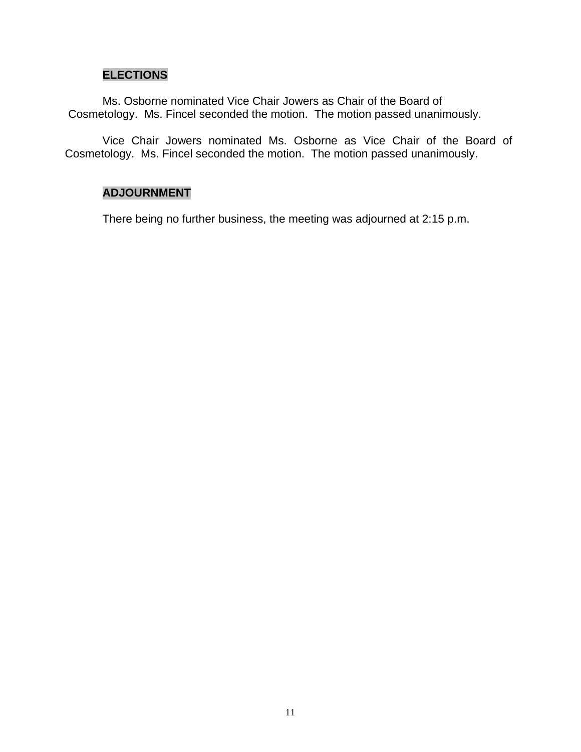**ELECTIONS**

Ms. Osborne nominated Vice Chair Jowers as Chair of the Board of Cosmetology. Ms. Fincel seconded the motion. The motion passed unanimously.

Vice Chair Jowers nominated Ms. Osborne as Vice Chair of the Board of Cosmetology. Ms. Fincel seconded the motion. The motion passed unanimously.

**ADJOURNMENT**

There being no further business, the meeting was adjourned at 2:15 p.m.